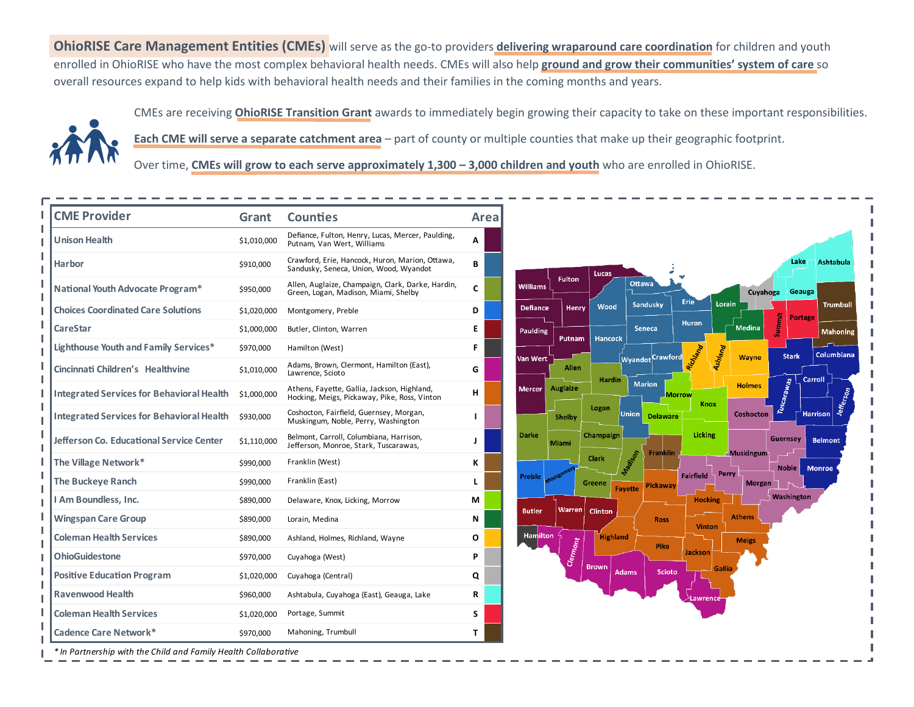**OhioRISE Care Management Entities (CMEs)** will serve as the go-to providers **delivering wraparound care coordination** for children and youth enrolled in OhioRISE who have the most complex behavioral health needs. CMEs will also help **ground and grow their communities' system of care** so overall resources expand to help kids with behavioral health needs and their families in the coming months and years.

CMEs are receiving **OhioRISE Transition Grant** awards to immediately begin growing their capacity to take on these important responsibilities.

**Each CME will serve a separate catchment area** – part of county or multiple counties that make up their geographic footprint.

Over time, **CMEs will grow to each serve approximately 1,300 – 3,000 children and youth** who are enrolled in OhioRISE.

| CME Provider | Grant | Counties | Area |
|---|---|---|---|
| Unison Health | $1,010,000 | Defiance, Fulton, Henry, Lucas, Mercer, Paulding, Putnam, Van Wert, Williams | A |
| Harbor | $910,000 | Crawford, Erie, Hancock, Huron, Marion, Ottawa, Sandusky, Seneca, Union, Wood, Wyandot | B |
| National Youth Advocate Program* | $950,000 | Allen, Auglaize, Champaign, Clark, Darke, Hardin, Green, Logan, Madison, Miami, Shelby | C |
| Choices Coordinated Care Solutions | $1,020,000 | Montgomery, Preble | D |
| CareStar | $1,000,000 | Butler, Clinton, Warren | E |
| Lighthouse Youth and Family Services* | $970,000 | Hamilton (West) | F |
| Cincinnati Children's Healthvine | $1,010,000 | Adams, Brown, Clermont, Hamilton (East), Lawrence, Scioto | G |
| Integrated Services for Behavioral Health | $1,000,000 | Athens, Fayette, Gallia, Jackson, Highland, Hocking, Meigs, Pickaway, Pike, Ross, Vinton | H |
| Integrated Services for Behavioral Health | $930,000 | Coshocton, Fairfield, Guernsey, Morgan, Muskingum, Noble, Perry, Washington | I |
| Jefferson Co. Educational Service Center | $1,110,000 | Belmont, Carroll, Columbiana, Harrison, Jefferson, Monroe, Stark, Tuscarawas, | J |
| The Village Network* | $990,000 | Franklin (West) | K |
| The Buckeye Ranch | $990,000 | Franklin (East) | L |
| I Am Boundless, Inc. | $890,000 | Delaware, Knox, Licking, Morrow | M |
| Wingspan Care Group | $890,000 | Lorain, Medina | N |
| Coleman Health Services | $890,000 | Ashland, Holmes, Richland, Wayne | O |
| OhioGuidestone | $970,000 | Cuyahoga (West) | P |
| Positive Education Program | $1,020,000 | Cuyahoga (Central) | Q |
| Ravenwood Health | $960,000 | Ashtabula, Cuyahoga (East), Geauga, Lake | R |
| Coleman Health Services | $1,020,000 | Portage, Summit | S |
| Cadence Care Network* | $970,000 | Mahoning, Trumbull | T |

*\* In Partnership with the Child and Family Health Collaborative*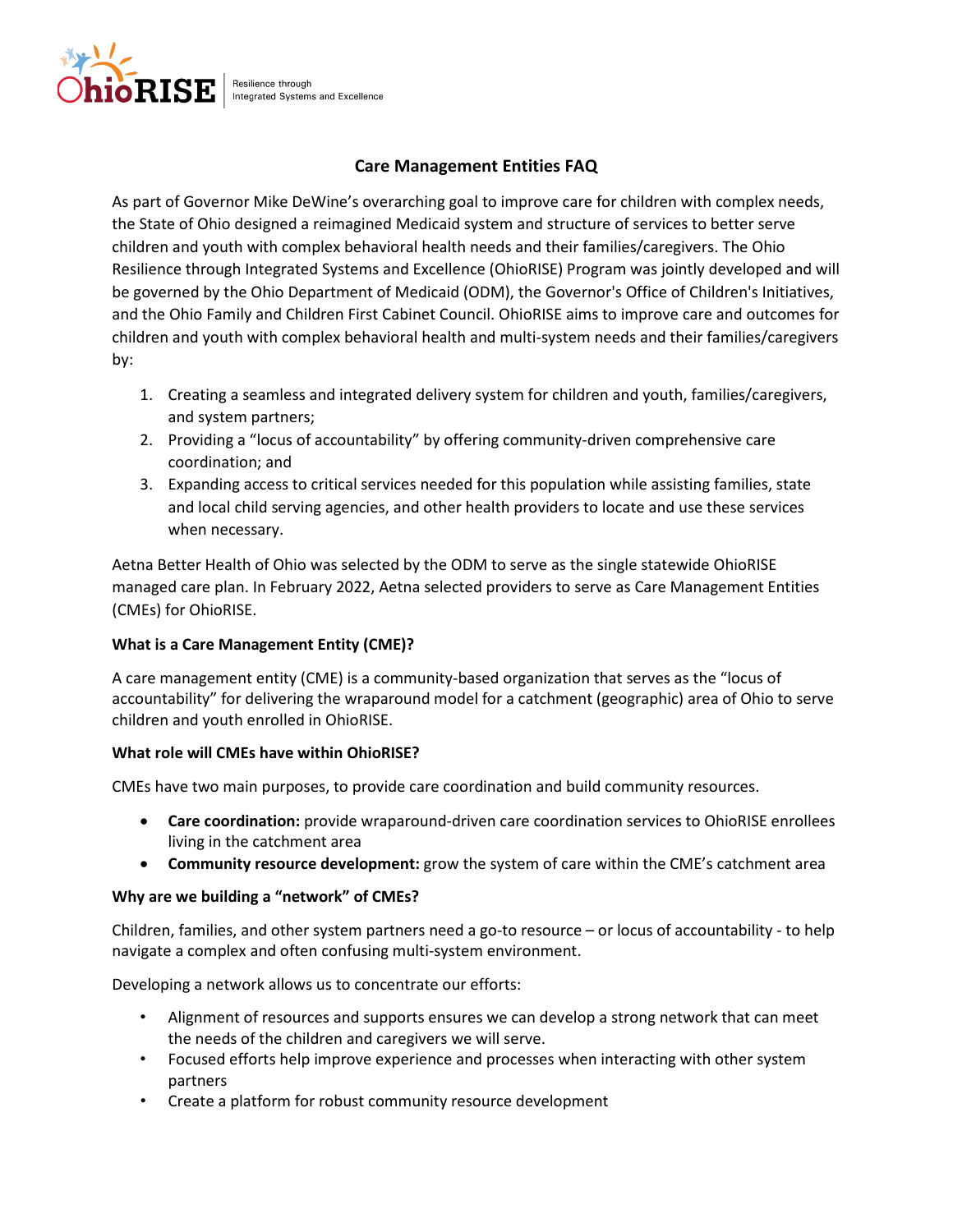## Care Management Entities FAQ

As part of Governor Mike DeWine's overarching goal to improve care for children with complex needs, the State of Ohio designed a reimagined Medicaid system and structure of services to better serve children and youth with complex behavioral health needs and their families/caregivers. The Ohio Resilience through Integrated Systems and Excellence (OhioRISE) Program was jointly developed and will be governed by the Ohio Department of Medicaid (ODM), the Governor's Office of Children's Initiatives, and the Ohio Family and Children First Cabinet Council. OhioRISE aims to improve care and outcomes for children and youth with complex behavioral health and multi-system needs and their families/caregivers by:

1. Creating a seamless and integrated delivery system for children and youth, families/caregivers, and system partners;
2. Providing a "locus of accountability" by offering community-driven comprehensive care coordination; and
3. Expanding access to critical services needed for this population while assisting families, state and local child serving agencies, and other health providers to locate and use these services when necessary.

Aetna Better Health of Ohio was selected by the ODM to serve as the single statewide OhioRISE managed care plan. In February 2022, Aetna selected providers to serve as Care Management Entities (CMEs) for OhioRISE.

**What is a Care Management Entity (CME)?**

A care management entity (CME) is a community-based organization that serves as the "locus of accountability" for delivering the wraparound model for a catchment (geographic) area of Ohio to serve children and youth enrolled in OhioRISE.

**What role will CMEs have within OhioRISE?**

CMEs have two main purposes, to provide care coordination and build community resources.

- **Care coordination:** provide wraparound-driven care coordination services to OhioRISE enrollees living in the catchment area
- **Community resource development:** grow the system of care within the CME's catchment area

**Why are we building a "network" of CMEs?**

Children, families, and other system partners need a go-to resource – or locus of accountability - to help navigate a complex and often confusing multi-system environment.

Developing a network allows us to concentrate our efforts:

- Alignment of resources and supports ensures we can develop a strong network that can meet the needs of the children and caregivers we will serve.
- Focused efforts help improve experience and processes when interacting with other system partners
- Create a platform for robust community resource development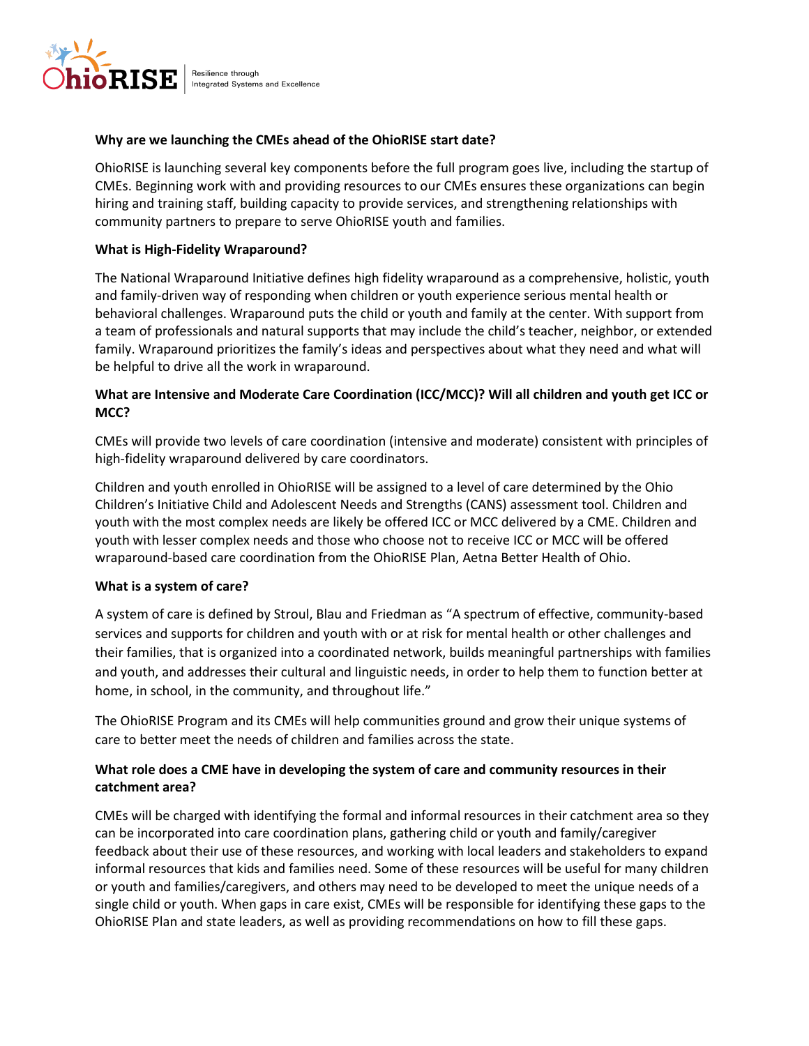**Why are we launching the CMEs ahead of the OhioRISE start date?**

OhioRISE is launching several key components before the full program goes live, including the startup of CMEs. Beginning work with and providing resources to our CMEs ensures these organizations can begin hiring and training staff, building capacity to provide services, and strengthening relationships with community partners to prepare to serve OhioRISE youth and families.

**What is High-Fidelity Wraparound?**

The National Wraparound Initiative defines high fidelity wraparound as a comprehensive, holistic, youth and family-driven way of responding when children or youth experience serious mental health or behavioral challenges. Wraparound puts the child or youth and family at the center. With support from a team of professionals and natural supports that may include the child's teacher, neighbor, or extended family. Wraparound prioritizes the family's ideas and perspectives about what they need and what will be helpful to drive all the work in wraparound.

**What are Intensive and Moderate Care Coordination (ICC/MCC)? Will all children and youth get ICC or MCC?**

CMEs will provide two levels of care coordination (intensive and moderate) consistent with principles of high-fidelity wraparound delivered by care coordinators.

Children and youth enrolled in OhioRISE will be assigned to a level of care determined by the Ohio Children's Initiative Child and Adolescent Needs and Strengths (CANS) assessment tool. Children and youth with the most complex needs are likely be offered ICC or MCC delivered by a CME. Children and youth with lesser complex needs and those who choose not to receive ICC or MCC will be offered wraparound-based care coordination from the OhioRISE Plan, Aetna Better Health of Ohio.

**What is a system of care?**

A system of care is defined by Stroul, Blau and Friedman as "A spectrum of effective, community-based services and supports for children and youth with or at risk for mental health or other challenges and their families, that is organized into a coordinated network, builds meaningful partnerships with families and youth, and addresses their cultural and linguistic needs, in order to help them to function better at home, in school, in the community, and throughout life."

The OhioRISE Program and its CMEs will help communities ground and grow their unique systems of care to better meet the needs of children and families across the state.

**What role does a CME have in developing the system of care and community resources in their catchment area?**

CMEs will be charged with identifying the formal and informal resources in their catchment area so they can be incorporated into care coordination plans, gathering child or youth and family/caregiver feedback about their use of these resources, and working with local leaders and stakeholders to expand informal resources that kids and families need. Some of these resources will be useful for many children or youth and families/caregivers, and others may need to be developed to meet the unique needs of a single child or youth. When gaps in care exist, CMEs will be responsible for identifying these gaps to the OhioRISE Plan and state leaders, as well as providing recommendations on how to fill these gaps.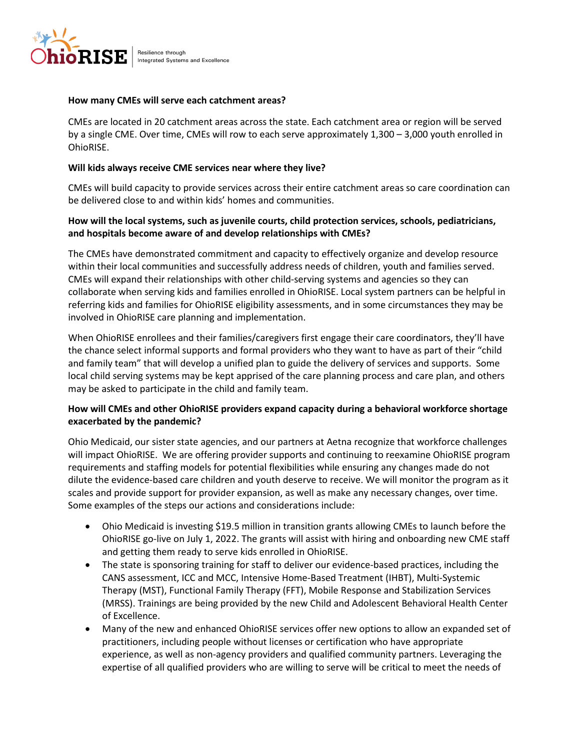**How many CMEs will serve each catchment areas?**

CMEs are located in 20 catchment areas across the state. Each catchment area or region will be served by a single CME. Over time, CMEs will row to each serve approximately 1,300 – 3,000 youth enrolled in OhioRISE.

**Will kids always receive CME services near where they live?**

CMEs will build capacity to provide services across their entire catchment areas so care coordination can be delivered close to and within kids' homes and communities.

**How will the local systems, such as juvenile courts, child protection services, schools, pediatricians, and hospitals become aware of and develop relationships with CMEs?**

The CMEs have demonstrated commitment and capacity to effectively organize and develop resource within their local communities and successfully address needs of children, youth and families served. CMEs will expand their relationships with other child-serving systems and agencies so they can collaborate when serving kids and families enrolled in OhioRISE. Local system partners can be helpful in referring kids and families for OhioRISE eligibility assessments, and in some circumstances they may be involved in OhioRISE care planning and implementation.

When OhioRISE enrollees and their families/caregivers first engage their care coordinators, they'll have the chance select informal supports and formal providers who they want to have as part of their "child and family team" that will develop a unified plan to guide the delivery of services and supports. Some local child serving systems may be kept apprised of the care planning process and care plan, and others may be asked to participate in the child and family team.

**How will CMEs and other OhioRISE providers expand capacity during a behavioral workforce shortage exacerbated by the pandemic?**

Ohio Medicaid, our sister state agencies, and our partners at Aetna recognize that workforce challenges will impact OhioRISE. We are offering provider supports and continuing to reexamine OhioRISE program requirements and staffing models for potential flexibilities while ensuring any changes made do not dilute the evidence-based care children and youth deserve to receive. We will monitor the program as it scales and provide support for provider expansion, as well as make any necessary changes, over time. Some examples of the steps our actions and considerations include:

- Ohio Medicaid is investing $19.5 million in transition grants allowing CMEs to launch before the OhioRISE go-live on July 1, 2022. The grants will assist with hiring and onboarding new CME staff and getting them ready to serve kids enrolled in OhioRISE.
- The state is sponsoring training for staff to deliver our evidence-based practices, including the CANS assessment, ICC and MCC, Intensive Home-Based Treatment (IHBT), Multi-Systemic Therapy (MST), Functional Family Therapy (FFT), Mobile Response and Stabilization Services (MRSS). Trainings are being provided by the new Child and Adolescent Behavioral Health Center of Excellence.
- Many of the new and enhanced OhioRISE services offer new options to allow an expanded set of practitioners, including people without licenses or certification who have appropriate experience, as well as non-agency providers and qualified community partners. Leveraging the expertise of all qualified providers who are willing to serve will be critical to meet the needs of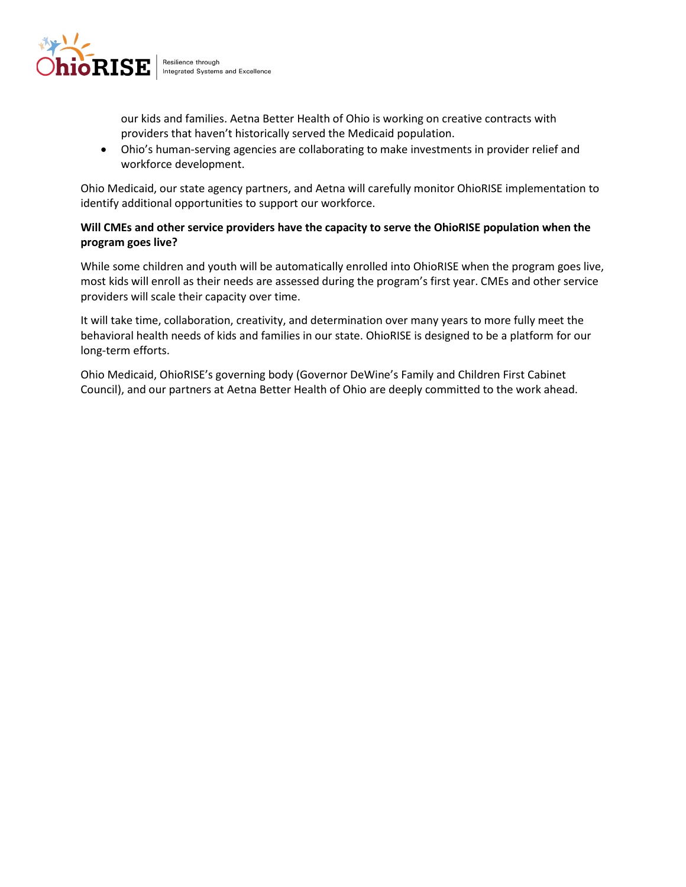our kids and families. Aetna Better Health of Ohio is working on creative contracts with providers that haven't historically served the Medicaid population.

- Ohio's human-serving agencies are collaborating to make investments in provider relief and workforce development.

Ohio Medicaid, our state agency partners, and Aetna will carefully monitor OhioRISE implementation to identify additional opportunities to support our workforce.

**Will CMEs and other service providers have the capacity to serve the OhioRISE population when the program goes live?**

While some children and youth will be automatically enrolled into OhioRISE when the program goes live, most kids will enroll as their needs are assessed during the program's first year. CMEs and other service providers will scale their capacity over time.

It will take time, collaboration, creativity, and determination over many years to more fully meet the behavioral health needs of kids and families in our state. OhioRISE is designed to be a platform for our long-term efforts.

Ohio Medicaid, OhioRISE's governing body (Governor DeWine's Family and Children First Cabinet Council), and our partners at Aetna Better Health of Ohio are deeply committed to the work ahead.